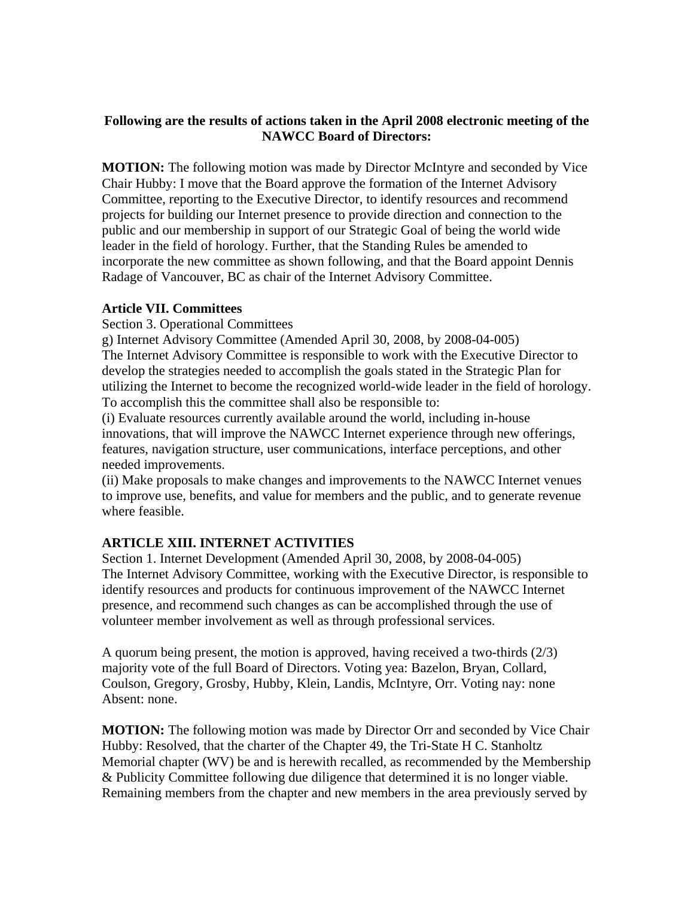**Following are the results of actions taken in the April 2008 electronic meeting of the NAWCC Board of Directors:**

**MOTION:** The following motion was made by Director McIntyre and seconded by Vice Chair Hubby: I move that the Board approve the formation of the Internet Advisory Committee, reporting to the Executive Director, to identify resources and recommend projects for building our Internet presence to provide direction and connection to the public and our membership in support of our Strategic Goal of being the world wide leader in the field of horology. Further, that the Standing Rules be amended to incorporate the new committee as shown following, and that the Board appoint Dennis Radage of Vancouver, BC as chair of the Internet Advisory Committee.

**Article VII. Committees**

Section 3. Operational Committees

g) Internet Advisory Committee (Amended April 30, 2008, by 2008-04-005)

The Internet Advisory Committee is responsible to work with the Executive Director to develop the strategies needed to accomplish the goals stated in the Strategic Plan for utilizing the Internet to become the recognized world-wide leader in the field of horology. To accomplish this the committee shall also be responsible to:

(i) Evaluate resources currently available around the world, including in-house innovations, that will improve the NAWCC Internet experience through new offerings, features, navigation structure, user communications, interface perceptions, and other needed improvements.

(ii) Make proposals to make changes and improvements to the NAWCC Internet venues to improve use, benefits, and value for members and the public, and to generate revenue where feasible.

**ARTICLE XIII. INTERNET ACTIVITIES**

Section 1. Internet Development (Amended April 30, 2008, by 2008-04-005)

The Internet Advisory Committee, working with the Executive Director, is responsible to identify resources and products for continuous improvement of the NAWCC Internet presence, and recommend such changes as can be accomplished through the use of volunteer member involvement as well as through professional services.

A quorum being present, the motion is approved, having received a two-thirds (2/3) majority vote of the full Board of Directors. Voting yea: Bazelon, Bryan, Collard, Coulson, Gregory, Grosby, Hubby, Klein, Landis, McIntyre, Orr. Voting nay: none Absent: none.

**MOTION:** The following motion was made by Director Orr and seconded by Vice Chair Hubby: Resolved, that the charter of the Chapter 49, the Tri-State H C. Stanholtz Memorial chapter (WV) be and is herewith recalled, as recommended by the Membership & Publicity Committee following due diligence that determined it is no longer viable. Remaining members from the chapter and new members in the area previously served by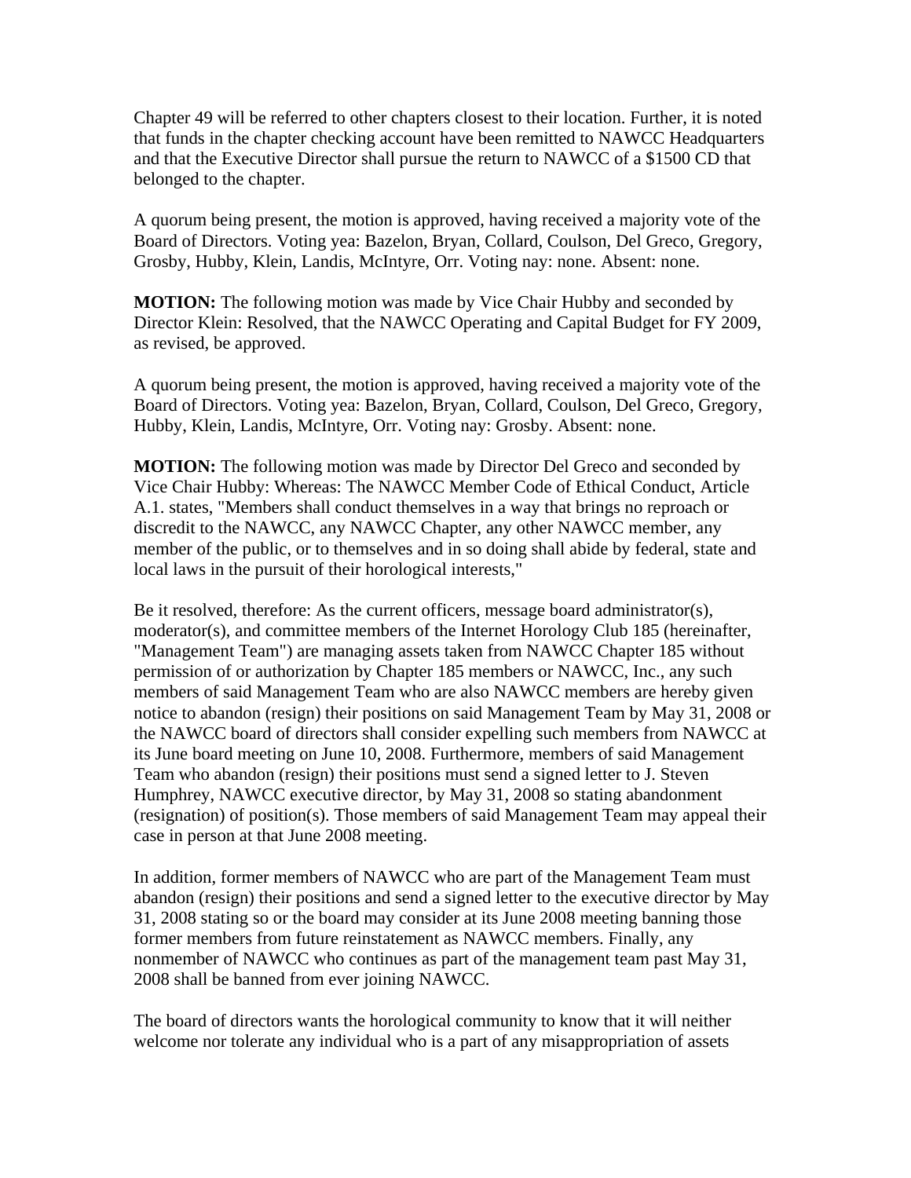Chapter 49 will be referred to other chapters closest to their location. Further, it is noted that funds in the chapter checking account have been remitted to NAWCC Headquarters and that the Executive Director shall pursue the return to NAWCC of a $1500 CD that belonged to the chapter.

A quorum being present, the motion is approved, having received a majority vote of the Board of Directors. Voting yea: Bazelon, Bryan, Collard, Coulson, Del Greco, Gregory, Grosby, Hubby, Klein, Landis, McIntyre, Orr. Voting nay: none. Absent: none.

**MOTION:** The following motion was made by Vice Chair Hubby and seconded by Director Klein: Resolved, that the NAWCC Operating and Capital Budget for FY 2009, as revised, be approved.

A quorum being present, the motion is approved, having received a majority vote of the Board of Directors. Voting yea: Bazelon, Bryan, Collard, Coulson, Del Greco, Gregory, Hubby, Klein, Landis, McIntyre, Orr. Voting nay: Grosby. Absent: none.

**MOTION:** The following motion was made by Director Del Greco and seconded by Vice Chair Hubby: Whereas: The NAWCC Member Code of Ethical Conduct, Article A.1. states, "Members shall conduct themselves in a way that brings no reproach or discredit to the NAWCC, any NAWCC Chapter, any other NAWCC member, any member of the public, or to themselves and in so doing shall abide by federal, state and local laws in the pursuit of their horological interests,"

Be it resolved, therefore: As the current officers, message board administrator(s), moderator(s), and committee members of the Internet Horology Club 185 (hereinafter, "Management Team") are managing assets taken from NAWCC Chapter 185 without permission of or authorization by Chapter 185 members or NAWCC, Inc., any such members of said Management Team who are also NAWCC members are hereby given notice to abandon (resign) their positions on said Management Team by May 31, 2008 or the NAWCC board of directors shall consider expelling such members from NAWCC at its June board meeting on June 10, 2008. Furthermore, members of said Management Team who abandon (resign) their positions must send a signed letter to J. Steven Humphrey, NAWCC executive director, by May 31, 2008 so stating abandonment (resignation) of position(s). Those members of said Management Team may appeal their case in person at that June 2008 meeting.

In addition, former members of NAWCC who are part of the Management Team must abandon (resign) their positions and send a signed letter to the executive director by May 31, 2008 stating so or the board may consider at its June 2008 meeting banning those former members from future reinstatement as NAWCC members. Finally, any nonmember of NAWCC who continues as part of the management team past May 31, 2008 shall be banned from ever joining NAWCC.

The board of directors wants the horological community to know that it will neither welcome nor tolerate any individual who is a part of any misappropriation of assets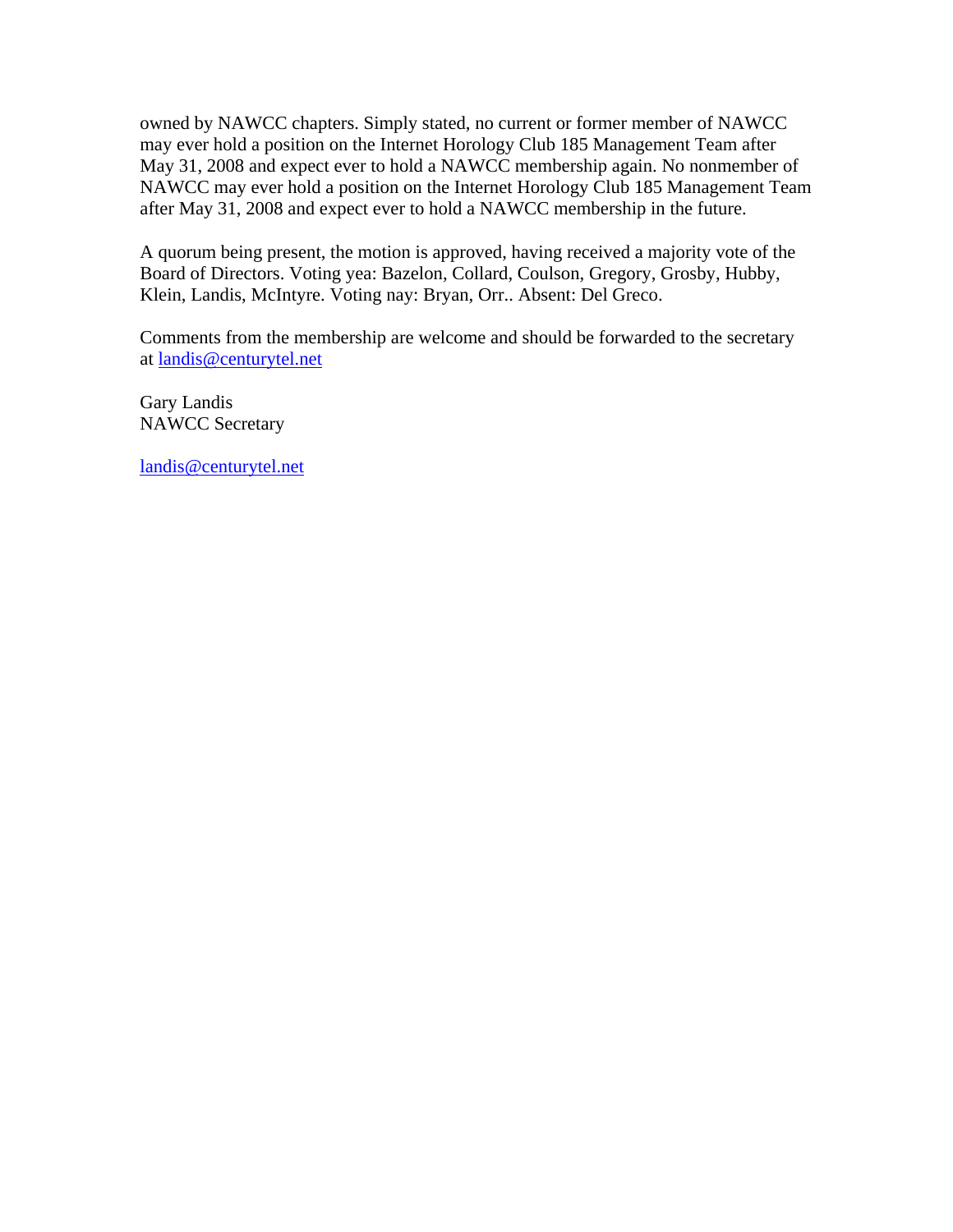owned by NAWCC chapters. Simply stated, no current or former member of NAWCC may ever hold a position on the Internet Horology Club 185 Management Team after May 31, 2008 and expect ever to hold a NAWCC membership again. No nonmember of NAWCC may ever hold a position on the Internet Horology Club 185 Management Team after May 31, 2008 and expect ever to hold a NAWCC membership in the future.

A quorum being present, the motion is approved, having received a majority vote of the Board of Directors. Voting yea: Bazelon, Collard, Coulson, Gregory, Grosby, Hubby, Klein, Landis, McIntyre. Voting nay: Bryan, Orr.. Absent: Del Greco.

Comments from the membership are welcome and should be forwarded to the secretary at [landis@centurytel.net](mailto:landis@centurytel.net)

Gary Landis
NAWCC Secretary

[landis@centurytel.net](mailto:landis@centurytel.net)